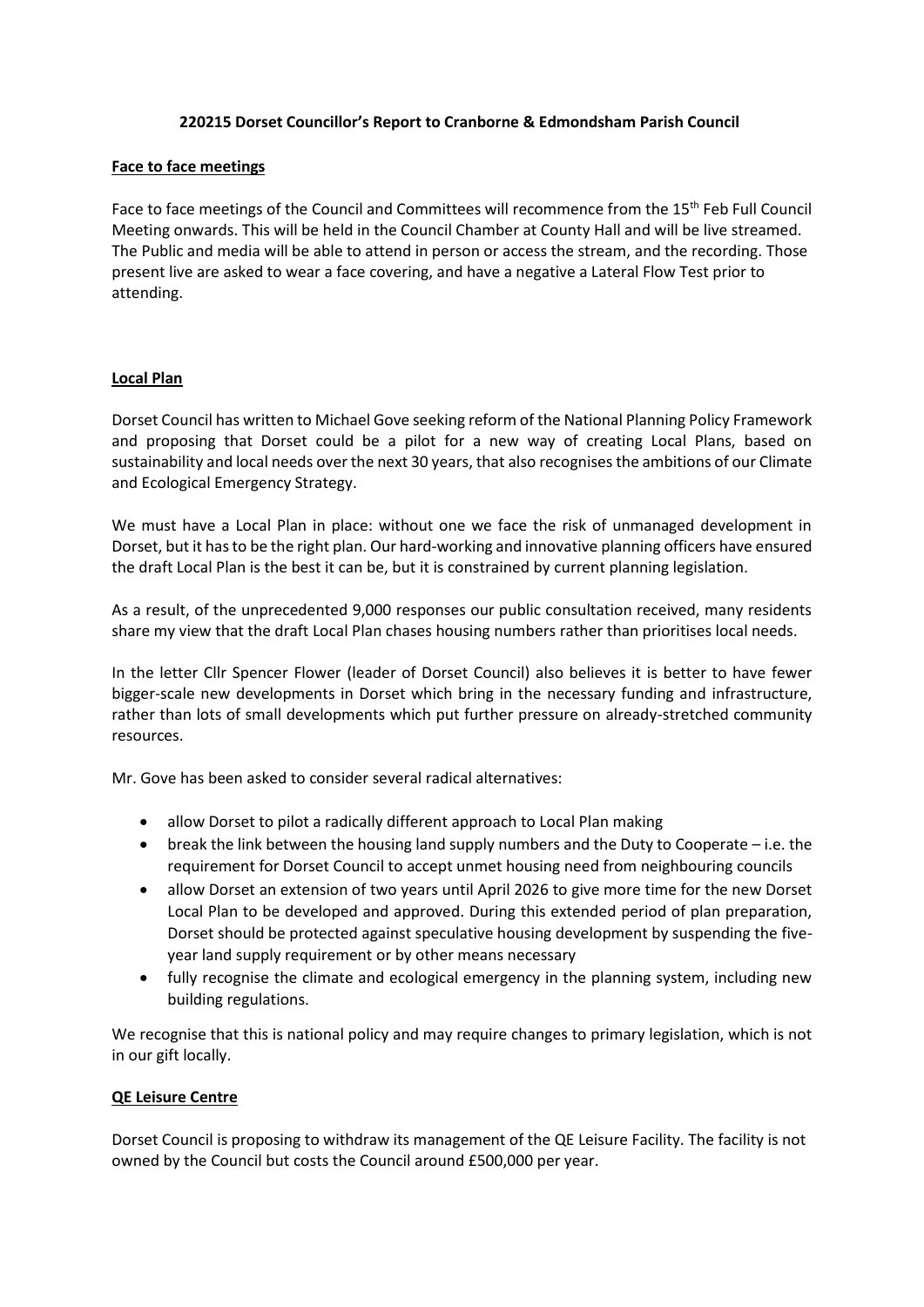# 220215 Dorset Councillor's Report to Cranborne & Edmondsham Parish Council

## Face to face meetings

Face to face meetings of the Council and Committees will recommence from the 15th Feb Full Council Meeting onwards. This will be held in the Council Chamber at County Hall and will be live streamed. The Public and media will be able to attend in person or access the stream, and the recording. Those present live are asked to wear a face covering, and have a negative a Lateral Flow Test prior to attending.

## Local Plan

Dorset Council has written to Michael Gove seeking reform of the National Planning Policy Framework and proposing that Dorset could be a pilot for a new way of creating Local Plans, based on sustainability and local needs over the next 30 years, that also recognises the ambitions of our Climate and Ecological Emergency Strategy.

We must have a Local Plan in place: without one we face the risk of unmanaged development in Dorset, but it has to be the right plan. Our hard-working and innovative planning officers have ensured the draft Local Plan is the best it can be, but it is constrained by current planning legislation.

As a result, of the unprecedented 9,000 responses our public consultation received, many residents share my view that the draft Local Plan chases housing numbers rather than prioritises local needs.

In the letter Cllr Spencer Flower (leader of Dorset Council) also believes it is better to have fewer bigger-scale new developments in Dorset which bring in the necessary funding and infrastructure, rather than lots of small developments which put further pressure on already-stretched community resources.

Mr. Gove has been asked to consider several radical alternatives:

- allow Dorset to pilot a radically different approach to Local Plan making
- break the link between the housing land supply numbers and the Duty to Cooperate – i.e. the requirement for Dorset Council to accept unmet housing need from neighbouring councils
- allow Dorset an extension of two years until April 2026 to give more time for the new Dorset Local Plan to be developed and approved. During this extended period of plan preparation, Dorset should be protected against speculative housing development by suspending the five-year land supply requirement or by other means necessary
- fully recognise the climate and ecological emergency in the planning system, including new building regulations.

We recognise that this is national policy and may require changes to primary legislation, which is not in our gift locally.

## QE Leisure Centre

Dorset Council is proposing to withdraw its management of the QE Leisure Facility. The facility is not owned by the Council but costs the Council around £500,000 per year.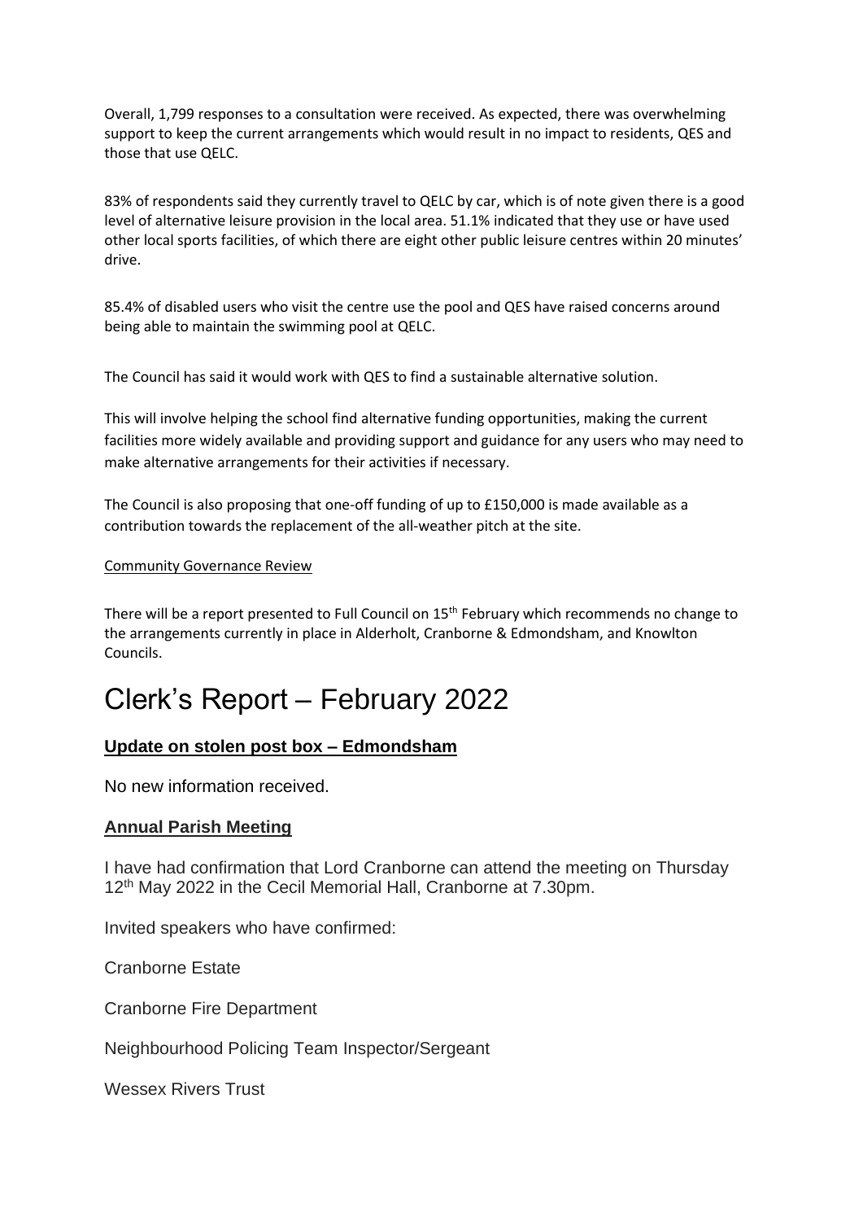Overall, 1,799 responses to a consultation were received. As expected, there was overwhelming support to keep the current arrangements which would result in no impact to residents, QES and those that use QELC.

83% of respondents said they currently travel to QELC by car, which is of note given there is a good level of alternative leisure provision in the local area. 51.1% indicated that they use or have used other local sports facilities, of which there are eight other public leisure centres within 20 minutes' drive.

85.4% of disabled users who visit the centre use the pool and QES have raised concerns around being able to maintain the swimming pool at QELC.

The Council has said it would work with QES to find a sustainable alternative solution.

This will involve helping the school find alternative funding opportunities, making the current facilities more widely available and providing support and guidance for any users who may need to make alternative arrangements for their activities if necessary.

The Council is also proposing that one-off funding of up to £150,000 is made available as a contribution towards the replacement of the all-weather pitch at the site.

Community Governance Review

There will be a report presented to Full Council on 15th February which recommends no change to the arrangements currently in place in Alderholt, Cranborne & Edmondsham, and Knowlton Councils.

# Clerk's Report – February 2022

### **Update on stolen post box – Edmondsham**

No new information received.

### **Annual Parish Meeting**

I have had confirmation that Lord Cranborne can attend the meeting on Thursday 12th May 2022 in the Cecil Memorial Hall, Cranborne at 7.30pm.

Invited speakers who have confirmed:

Cranborne Estate

Cranborne Fire Department

Neighbourhood Policing Team Inspector/Sergeant

Wessex Rivers Trust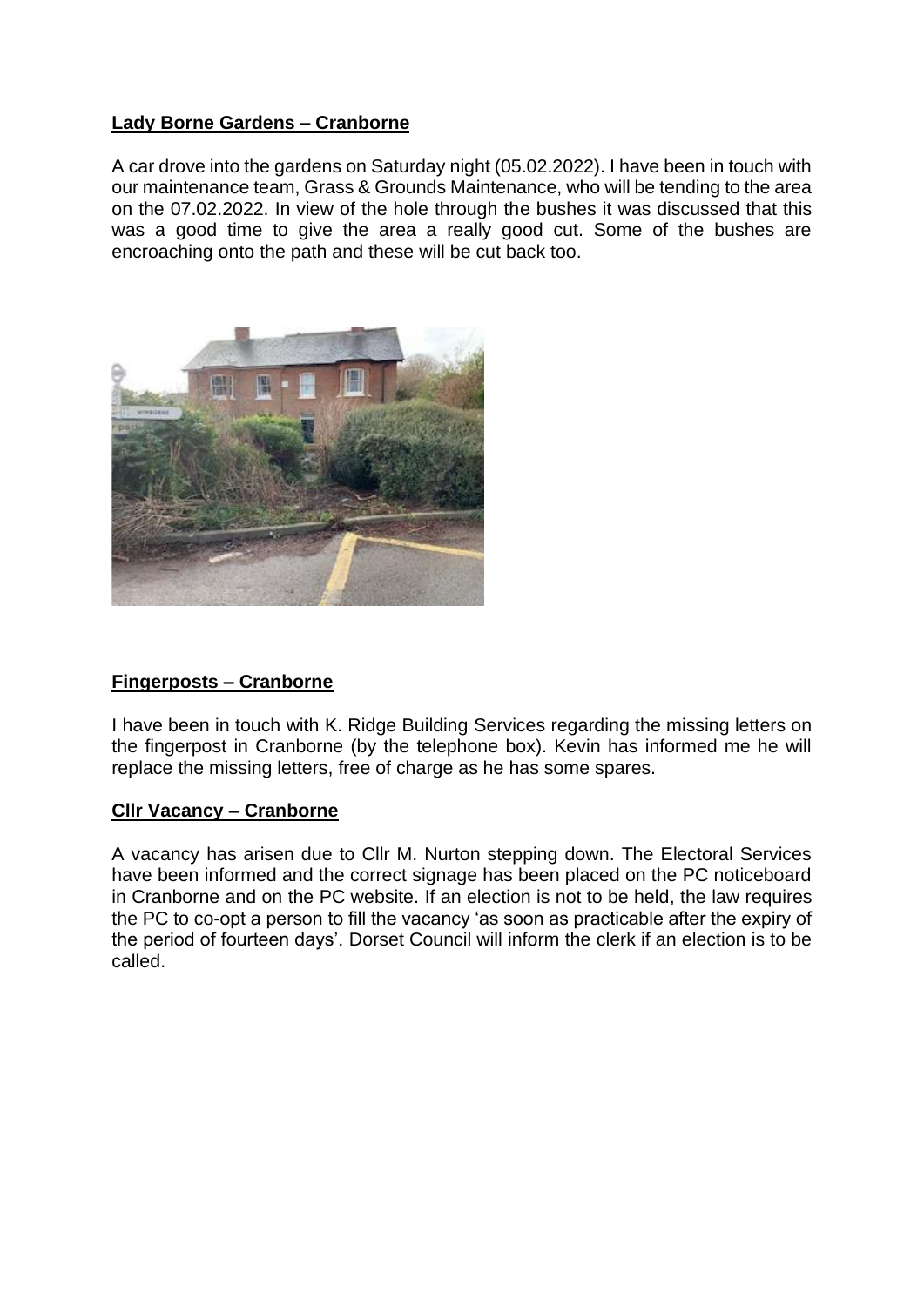**Lady Borne Gardens – Cranborne**

A car drove into the gardens on Saturday night (05.02.2022). I have been in touch with our maintenance team, Grass & Grounds Maintenance, who will be tending to the area on the 07.02.2022. In view of the hole through the bushes it was discussed that this was a good time to give the area a really good cut. Some of the bushes are encroaching onto the path and these will be cut back too.

**Fingerposts – Cranborne**

I have been in touch with K. Ridge Building Services regarding the missing letters on the fingerpost in Cranborne (by the telephone box). Kevin has informed me he will replace the missing letters, free of charge as he has some spares.

**Cllr Vacancy – Cranborne**

A vacancy has arisen due to Cllr M. Nurton stepping down. The Electoral Services have been informed and the correct signage has been placed on the PC noticeboard in Cranborne and on the PC website. If an election is not to be held, the law requires the PC to co-opt a person to fill the vacancy 'as soon as practicable after the expiry of the period of fourteen days'. Dorset Council will inform the clerk if an election is to be called.